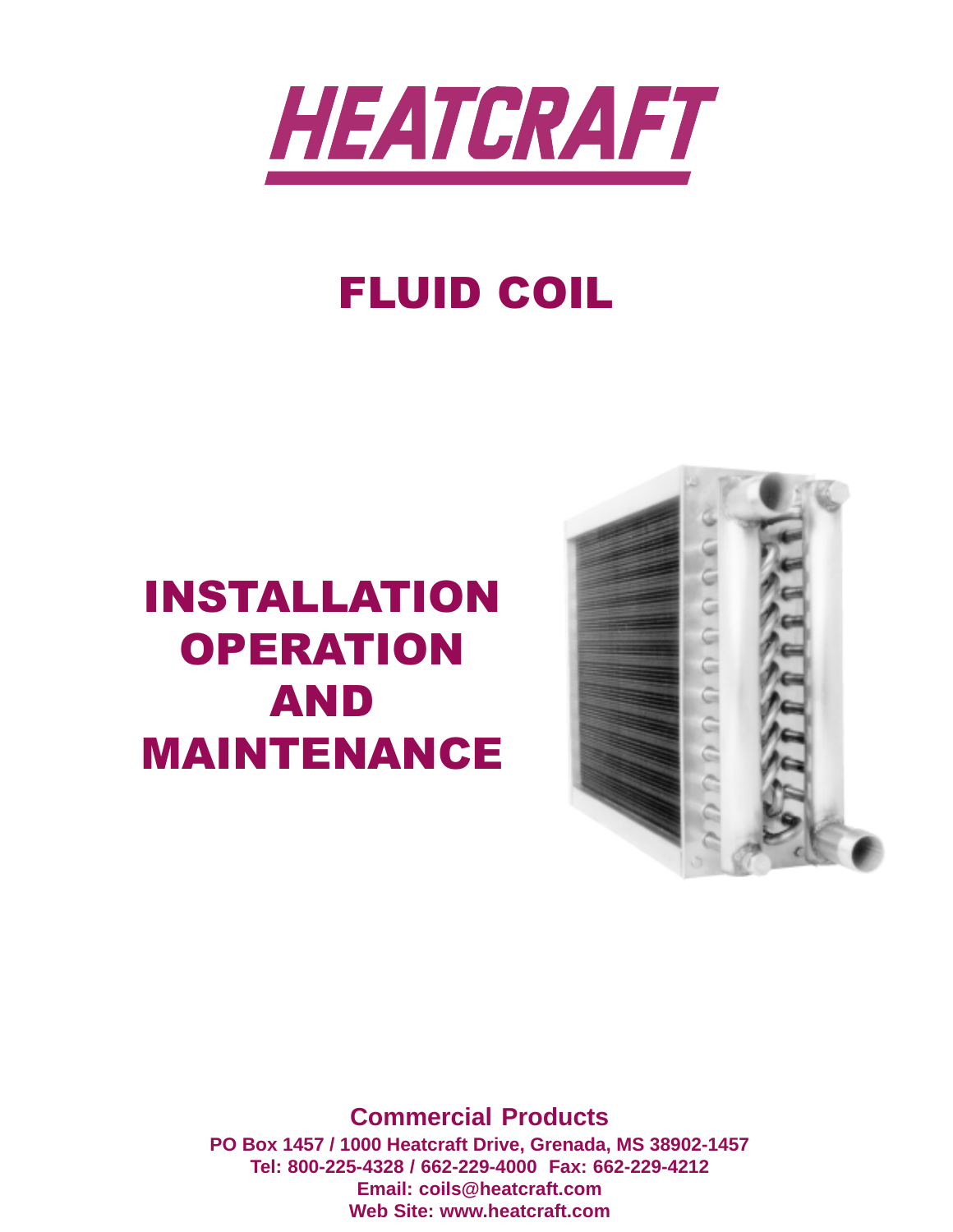# HEATCRAFT

# FLUID COIL

# INSTALLATION OPERATION AND MAINTENANCE

**Commercial Products**

**PO Box 1457 / 1000 Heatcraft Drive, Grenada, MS 38902-1457**
**Tel: 800-225-4328 / 662-229-4000 Fax: 662-229-4212**
**Email: coils@heatcraft.com**
**Web Site: www.heatcraft.com**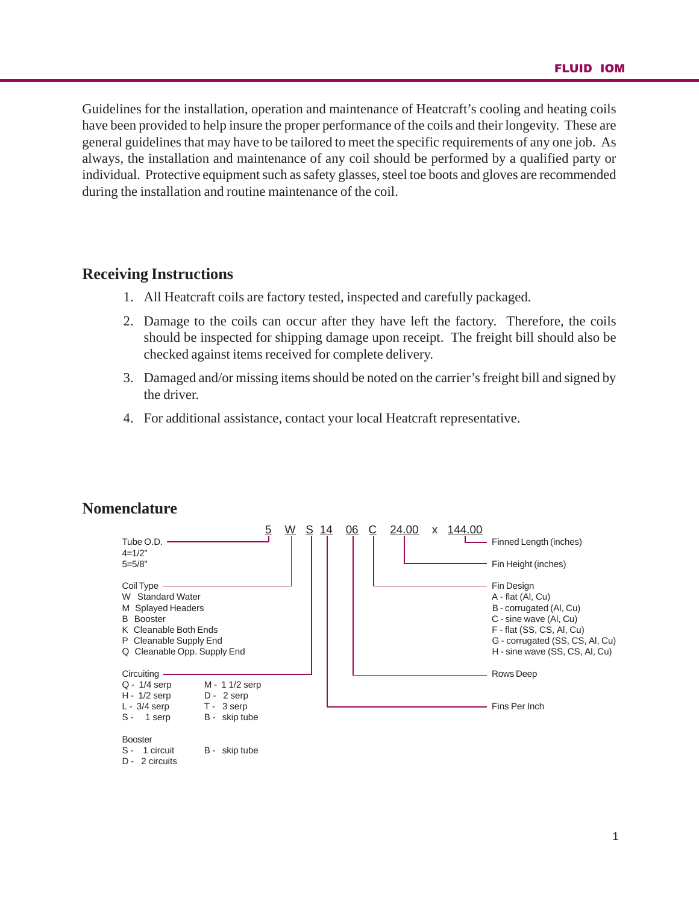Guidelines for the installation, operation and maintenance of Heatcraft's cooling and heating coils have been provided to help insure the proper performance of the coils and their longevity. These are general guidelines that may have to be tailored to meet the specific requirements of any one job. As always, the installation and maintenance of any coil should be performed by a qualified party or individual. Protective equipment such as safety glasses, steel toe boots and gloves are recommended during the installation and routine maintenance of the coil.

## Receiving Instructions

1. All Heatcraft coils are factory tested, inspected and carefully packaged.
2. Damage to the coils can occur after they have left the factory. Therefore, the coils should be inspected for shipping damage upon receipt. The freight bill should also be checked against items received for complete delivery.
3. Damaged and/or missing items should be noted on the carrier's freight bill and signed by the driver.
4. For additional assistance, contact your local Heatcraft representative.

## Nomenclature

5 W S 14 06 C 24.00 x 144.00

- **5** — Tube O.D.
  - 4=1/2"
  - 5=5/8"
- **W** — Coil Type
  - W Standard Water
  - M Splayed Headers
  - B Booster
  - K Cleanable Both Ends
  - P Cleanable Supply End
  - Q Cleanable Opp. Supply End
- **S** — Circuiting
  - Q - 1/4 serp
  - H - 1/2 serp
  - L - 3/4 serp
  - S - 1 serp
  - M - 1 1/2 serp
  - D - 2 serp
  - T - 3 serp
  - B - skip tube
- **Booster**
  - S - 1 circuit
  - D - 2 circuits
  - B - skip tube
- **14** — Fins Per Inch
- **06** — Rows Deep
- **C** — Fin Design
  - A - flat (Al, Cu)
  - B - corrugated (Al, Cu)
  - C - sine wave (Al, Cu)
  - F - flat (SS, CS, Al, Cu)
  - G - corrugated (SS, CS, Al, Cu)
  - H - sine wave (SS, CS, Al, Cu)
- **24.00** — Fin Height (inches)
- **144.00** — Finned Length (inches)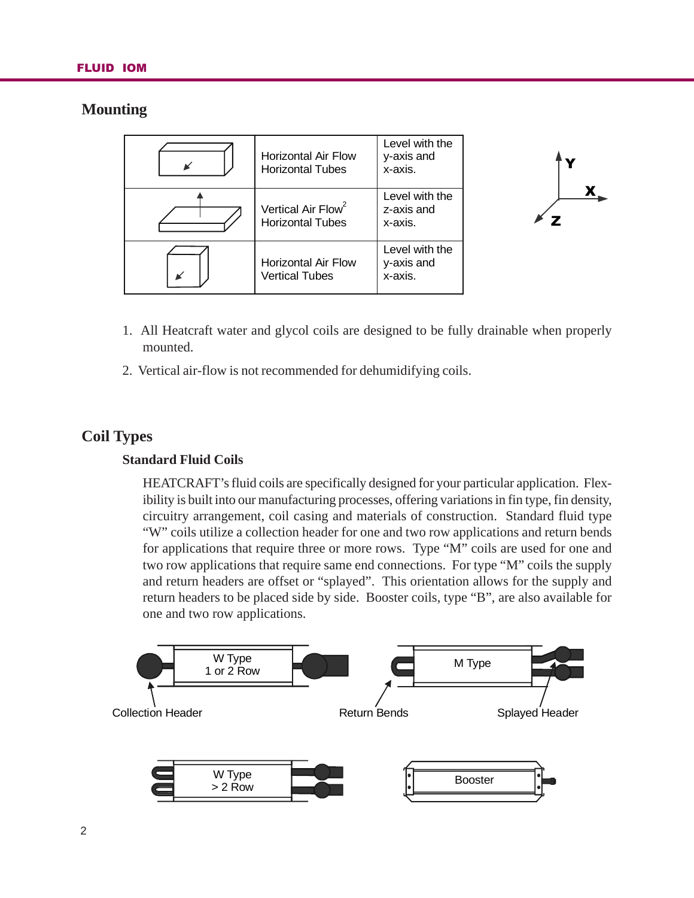## Mounting

| | | |
|---|---|---|
| | Horizontal Air Flow<br>Horizontal Tubes | Level with the y-axis and x-axis. |
| | Vertical Air Flow[2]<br>Horizontal Tubes | Level with the z-axis and x-axis. |
| | Horizontal Air Flow<br>Vertical Tubes | Level with the y-axis and x-axis. |

1. All Heatcraft water and glycol coils are designed to be fully drainable when properly mounted.
2. Vertical air-flow is not recommended for dehumidifying coils.

## Coil Types

### Standard Fluid Coils

HEATCRAFT's fluid coils are specifically designed for your particular application. Flexibility is built into our manufacturing processes, offering variations in fin type, fin density, circuitry arrangement, coil casing and materials of construction. Standard fluid type "W" coils utilize a collection header for one and two row applications and return bends for applications that require three or more rows. Type "M" coils are used for one and two row applications that require same end connections. For type "M" coils the supply and return headers are offset or "splayed". This orientation allows for the supply and return headers to be placed side by side. Booster coils, type "B", are also available for one and two row applications.

W Type 1 or 2 Row — Collection Header

M Type — Return Bends — Splayed Header

W Type > 2 Row

Booster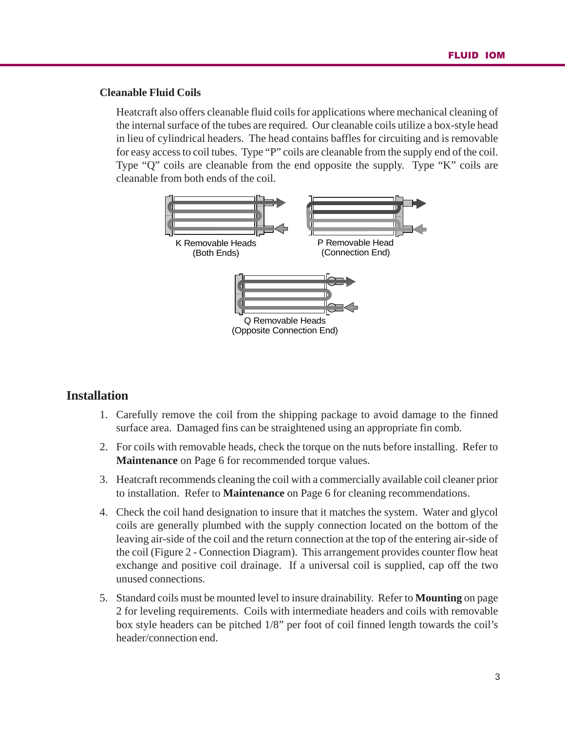### Cleanable Fluid Coils

Heatcraft also offers cleanable fluid coils for applications where mechanical cleaning of the internal surface of the tubes are required. Our cleanable coils utilize a box-style head in lieu of cylindrical headers. The head contains baffles for circuiting and is removable for easy access to coil tubes. Type "P" coils are cleanable from the supply end of the coil. Type "Q" coils are cleanable from the end opposite the supply. Type "K" coils are cleanable from both ends of the coil.

K Removable Heads (Both Ends)

P Removable Head (Connection End)

Q Removable Heads (Opposite Connection End)

## Installation

1. Carefully remove the coil from the shipping package to avoid damage to the finned surface area. Damaged fins can be straightened using an appropriate fin comb.
2. For coils with removable heads, check the torque on the nuts before installing. Refer to **Maintenance** on Page 6 for recommended torque values.
3. Heatcraft recommends cleaning the coil with a commercially available coil cleaner prior to installation. Refer to **Maintenance** on Page 6 for cleaning recommendations.
4. Check the coil hand designation to insure that it matches the system. Water and glycol coils are generally plumbed with the supply connection located on the bottom of the leaving air-side of the coil and the return connection at the top of the entering air-side of the coil (Figure 2 - Connection Diagram). This arrangement provides counter flow heat exchange and positive coil drainage. If a universal coil is supplied, cap off the two unused connections.
5. Standard coils must be mounted level to insure drainability. Refer to **Mounting** on page 2 for leveling requirements. Coils with intermediate headers and coils with removable box style headers can be pitched 1/8" per foot of coil finned length towards the coil's header/connection end.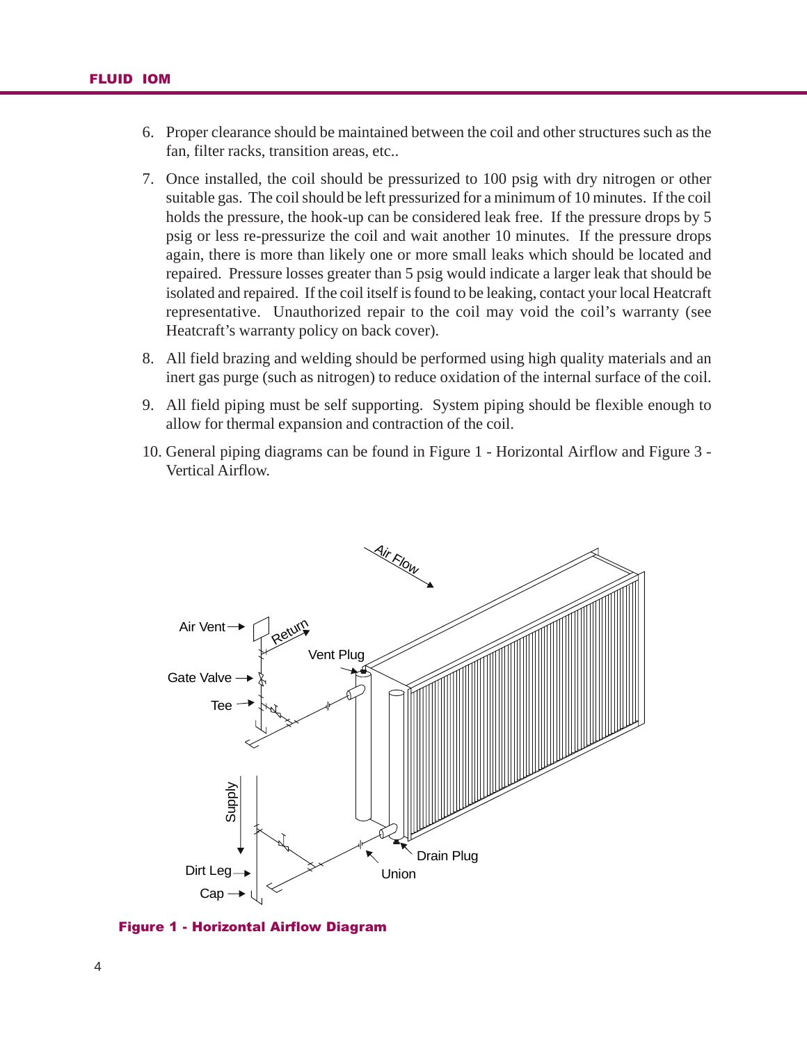6. Proper clearance should be maintained between the coil and other structures such as the fan, filter racks, transition areas, etc..
7. Once installed, the coil should be pressurized to 100 psig with dry nitrogen or other suitable gas. The coil should be left pressurized for a minimum of 10 minutes. If the coil holds the pressure, the hook-up can be considered leak free. If the pressure drops by 5 psig or less re-pressurize the coil and wait another 10 minutes. If the pressure drops again, there is more than likely one or more small leaks which should be located and repaired. Pressure losses greater than 5 psig would indicate a larger leak that should be isolated and repaired. If the coil itself is found to be leaking, contact your local Heatcraft representative. Unauthorized repair to the coil may void the coil's warranty (see Heatcraft's warranty policy on back cover).
8. All field brazing and welding should be performed using high quality materials and an inert gas purge (such as nitrogen) to reduce oxidation of the internal surface of the coil.
9. All field piping must be self supporting. System piping should be flexible enough to allow for thermal expansion and contraction of the coil.
10. General piping diagrams can be found in Figure 1 - Horizontal Airflow and Figure 3 - Vertical Airflow.

Air Flow

Air Vent

Return

Vent Plug

Gate Valve

Tee

Supply

Dirt Leg

Cap

Union

Drain Plug

**Figure 1 - Horizontal Airflow Diagram**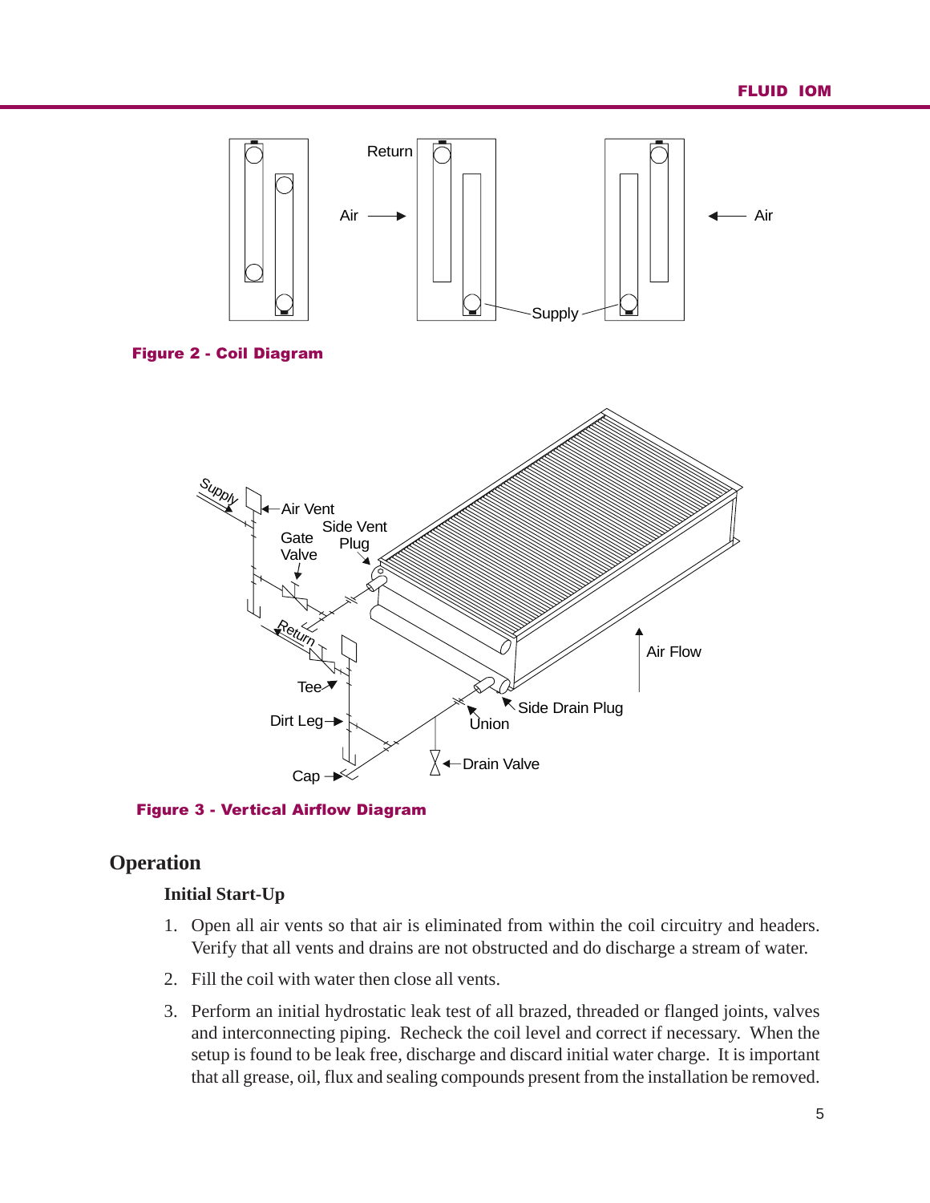Figure 2 - Coil Diagram

Figure 3 - Vertical Airflow Diagram

## Operation

### Initial Start-Up

1. Open all air vents so that air is eliminated from within the coil circuitry and headers. Verify that all vents and drains are not obstructed and do discharge a stream of water.
2. Fill the coil with water then close all vents.
3. Perform an initial hydrostatic leak test of all brazed, threaded or flanged joints, valves and interconnecting piping. Recheck the coil level and correct if necessary. When the setup is found to be leak free, discharge and discard initial water charge. It is important that all grease, oil, flux and sealing compounds present from the installation be removed.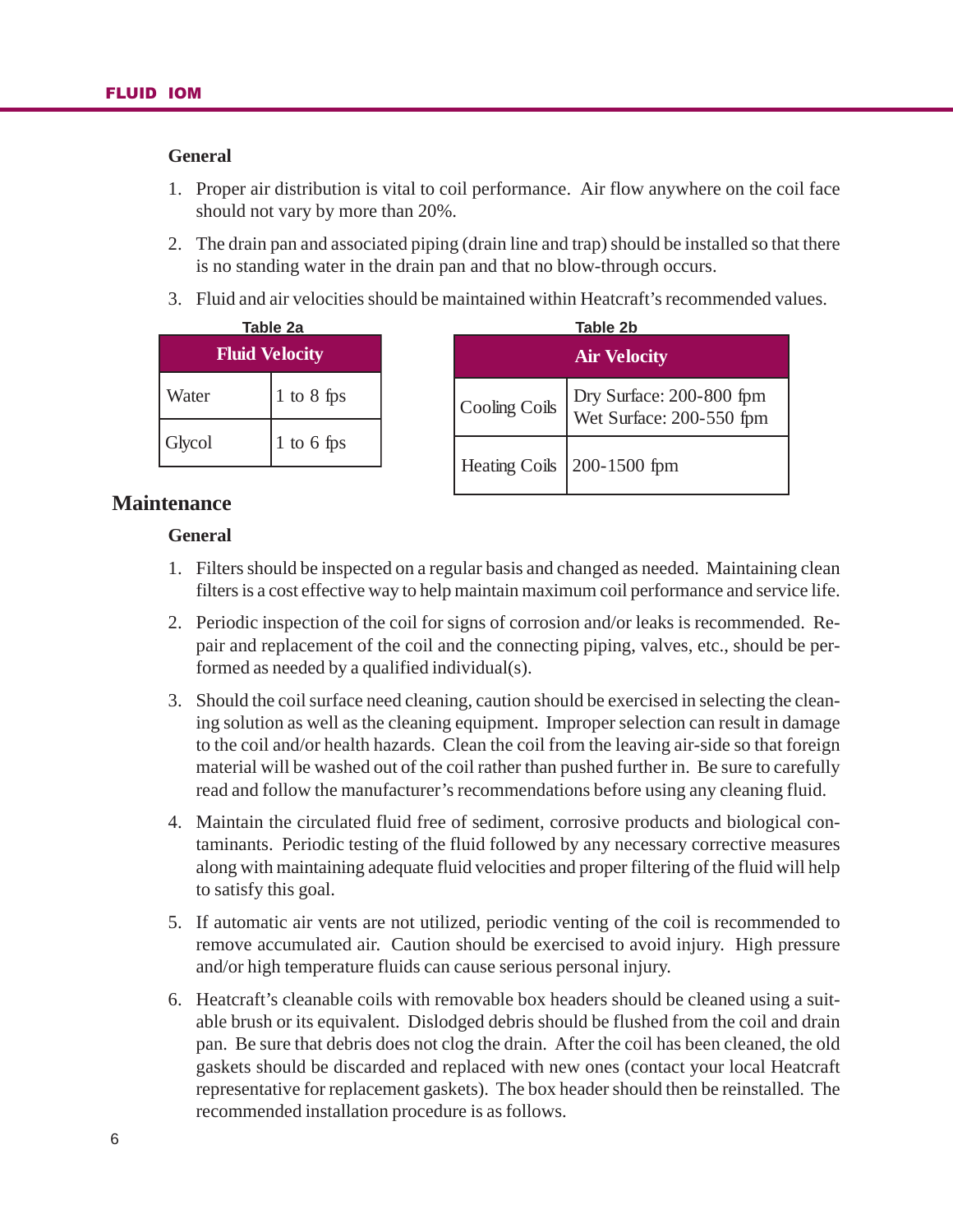### General

1. Proper air distribution is vital to coil performance. Air flow anywhere on the coil face should not vary by more than 20%.
2. The drain pan and associated piping (drain line and trap) should be installed so that there is no standing water in the drain pan and that no blow-through occurs.
3. Fluid and air velocities should be maintained within Heatcraft's recommended values.

**Table 2a**

| Fluid Velocity | |
|---|---|
| Water | 1 to 8 fps |
| Glycol | 1 to 6 fps |

**Table 2b**

| Air Velocity | |
|---|---|
| Cooling Coils | Dry Surface: 200-800 fpm<br>Wet Surface: 200-550 fpm |
| Heating Coils | 200-1500 fpm |

## Maintenance

### General

1. Filters should be inspected on a regular basis and changed as needed. Maintaining clean filters is a cost effective way to help maintain maximum coil performance and service life.
2. Periodic inspection of the coil for signs of corrosion and/or leaks is recommended. Repair and replacement of the coil and the connecting piping, valves, etc., should be performed as needed by a qualified individual(s).
3. Should the coil surface need cleaning, caution should be exercised in selecting the cleaning solution as well as the cleaning equipment. Improper selection can result in damage to the coil and/or health hazards. Clean the coil from the leaving air-side so that foreign material will be washed out of the coil rather than pushed further in. Be sure to carefully read and follow the manufacturer's recommendations before using any cleaning fluid.
4. Maintain the circulated fluid free of sediment, corrosive products and biological contaminants. Periodic testing of the fluid followed by any necessary corrective measures along with maintaining adequate fluid velocities and proper filtering of the fluid will help to satisfy this goal.
5. If automatic air vents are not utilized, periodic venting of the coil is recommended to remove accumulated air. Caution should be exercised to avoid injury. High pressure and/or high temperature fluids can cause serious personal injury.
6. Heatcraft's cleanable coils with removable box headers should be cleaned using a suitable brush or its equivalent. Dislodged debris should be flushed from the coil and drain pan. Be sure that debris does not clog the drain. After the coil has been cleaned, the old gaskets should be discarded and replaced with new ones (contact your local Heatcraft representative for replacement gaskets). The box header should then be reinstalled. The recommended installation procedure is as follows.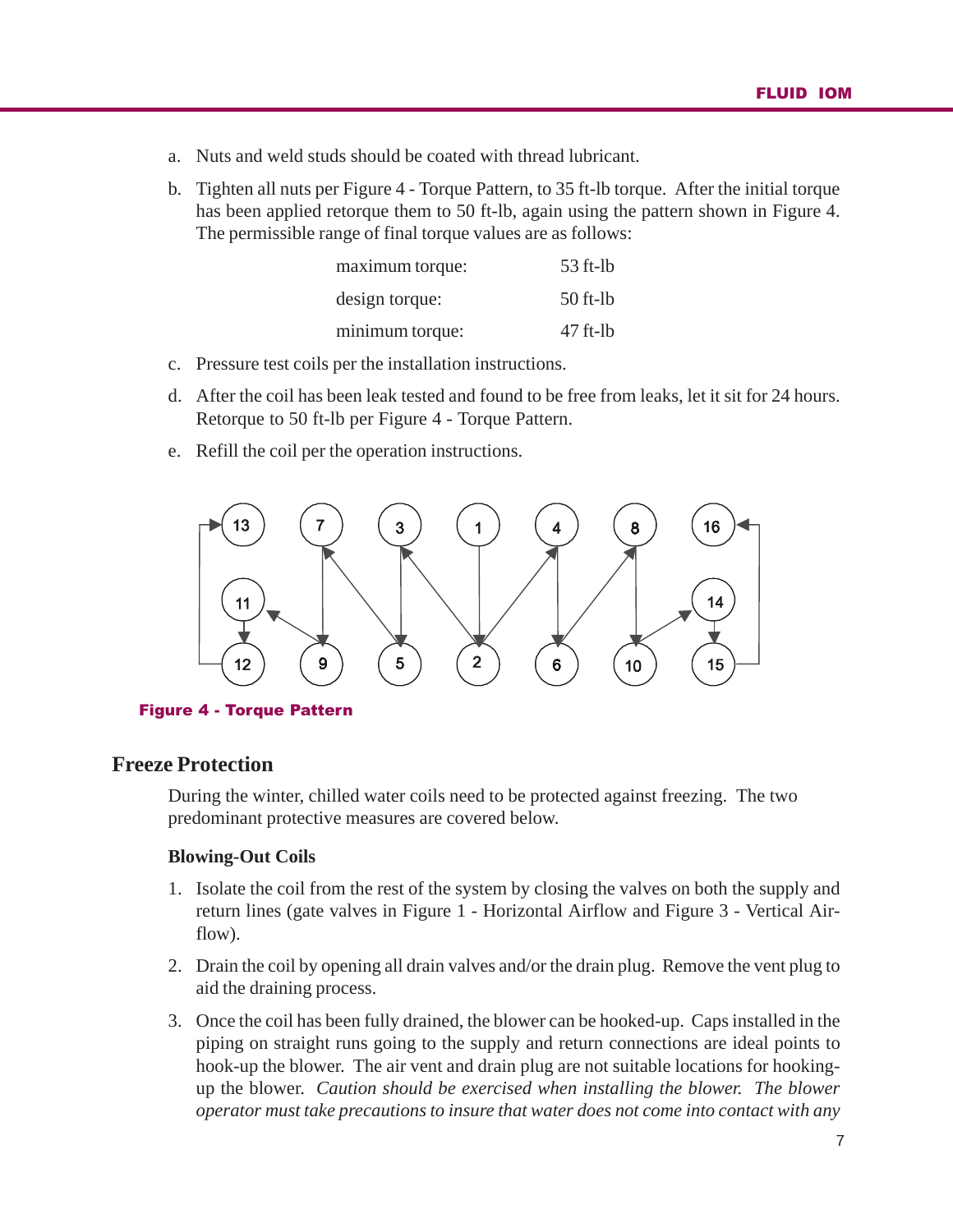a. Nuts and weld studs should be coated with thread lubricant.

b. Tighten all nuts per Figure 4 - Torque Pattern, to 35 ft-lb torque. After the initial torque has been applied retorque them to 50 ft-lb, again using the pattern shown in Figure 4. The permissible range of final torque values are as follows:

| | |
|---|---|
| maximum torque: | 53 ft-lb |
| design torque: | 50 ft-lb |
| minimum torque: | 47 ft-lb |

c. Pressure test coils per the installation instructions.

d. After the coil has been leak tested and found to be free from leaks, let it sit for 24 hours. Retorque to 50 ft-lb per Figure 4 - Torque Pattern.

e. Refill the coil per the operation instructions.

**Figure 4 - Torque Pattern**

## Freeze Protection

During the winter, chilled water coils need to be protected against freezing. The two predominant protective measures are covered below.

### Blowing-Out Coils

1. Isolate the coil from the rest of the system by closing the valves on both the supply and return lines (gate valves in Figure 1 - Horizontal Airflow and Figure 3 - Vertical Airflow).
2. Drain the coil by opening all drain valves and/or the drain plug. Remove the vent plug to aid the draining process.
3. Once the coil has been fully drained, the blower can be hooked-up. Caps installed in the piping on straight runs going to the supply and return connections are ideal points to hook-up the blower. The air vent and drain plug are not suitable locations for hooking-up the blower. *Caution should be exercised when installing the blower. The blower operator must take precautions to insure that water does not come into contact with any*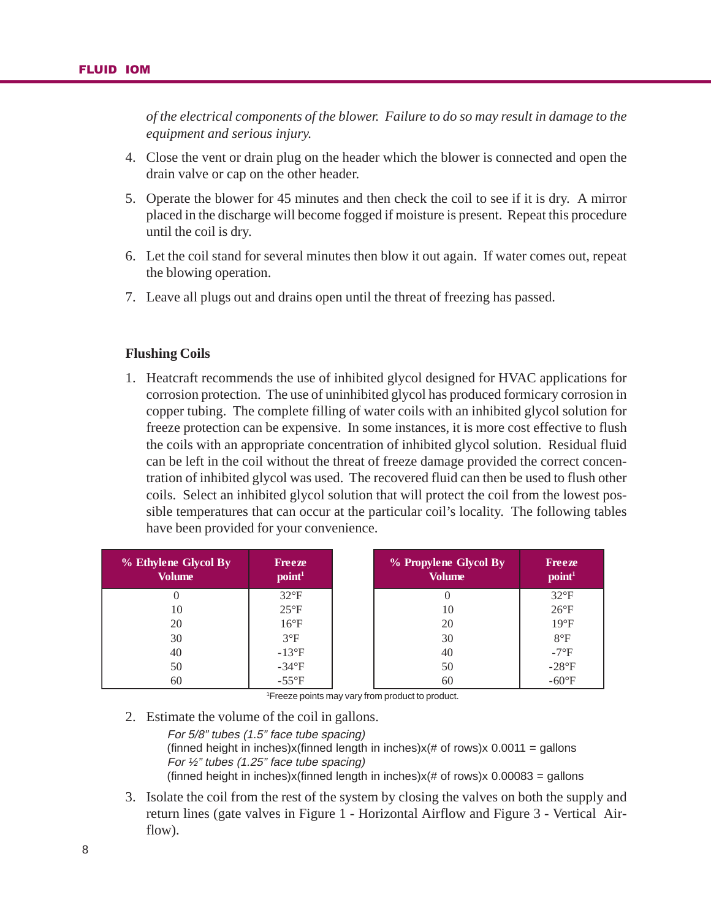*of the electrical components of the blower. Failure to do so may result in damage to the equipment and serious injury.*

4. Close the vent or drain plug on the header which the blower is connected and open the drain valve or cap on the other header.
5. Operate the blower for 45 minutes and then check the coil to see if it is dry. A mirror placed in the discharge will become fogged if moisture is present. Repeat this procedure until the coil is dry.
6. Let the coil stand for several minutes then blow it out again. If water comes out, repeat the blowing operation.
7. Leave all plugs out and drains open until the threat of freezing has passed.

**Flushing Coils**

1. Heatcraft recommends the use of inhibited glycol designed for HVAC applications for corrosion protection. The use of uninhibited glycol has produced formicary corrosion in copper tubing. The complete filling of water coils with an inhibited glycol solution for freeze protection can be expensive. In some instances, it is more cost effective to flush the coils with an appropriate concentration of inhibited glycol solution. Residual fluid can be left in the coil without the threat of freeze damage provided the correct concentration of inhibited glycol was used. The recovered fluid can then be used to flush other coils. Select an inhibited glycol solution that will protect the coil from the lowest possible temperatures that can occur at the particular coil's locality. The following tables have been provided for your convenience.

| % Ethylene Glycol By Volume | Freeze point[1] |
|---|---|
| 0 | 32°F |
| 10 | 25°F |
| 20 | 16°F |
| 30 | 3°F |
| 40 | -13°F |
| 50 | -34°F |
| 60 | -55°F |

| % Propylene Glycol By Volume | Freeze point[1] |
|---|---|
| 0 | 32°F |
| 10 | 26°F |
| 20 | 19°F |
| 30 | 8°F |
| 40 | -7°F |
| 50 | -28°F |
| 60 | -60°F |

[1]Freeze points may vary from product to product.

2. Estimate the volume of the coil in gallons.

   *For 5/8" tubes (1.5" face tube spacing)*
   (finned height in inches)x(finned length in inches)x(# of rows)x 0.0011 = gallons
   *For ½" tubes (1.25" face tube spacing)*
   (finned height in inches)x(finned length in inches)x(# of rows)x 0.00083 = gallons

3. Isolate the coil from the rest of the system by closing the valves on both the supply and return lines (gate valves in Figure 1 - Horizontal Airflow and Figure 3 - Vertical Airflow).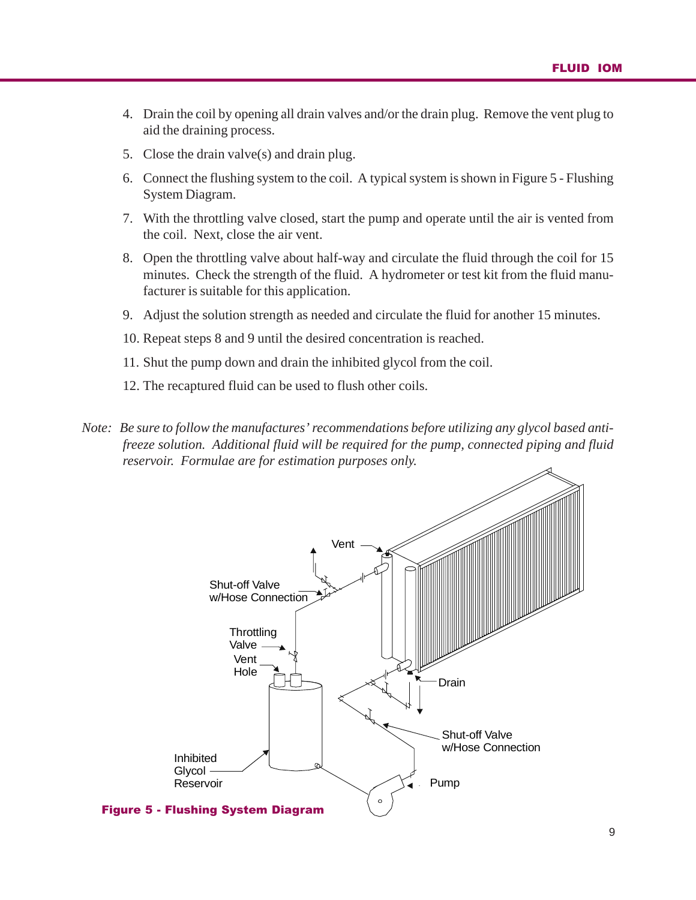4. Drain the coil by opening all drain valves and/or the drain plug. Remove the vent plug to aid the draining process.
5. Close the drain valve(s) and drain plug.
6. Connect the flushing system to the coil. A typical system is shown in Figure 5 - Flushing System Diagram.
7. With the throttling valve closed, start the pump and operate until the air is vented from the coil. Next, close the air vent.
8. Open the throttling valve about half-way and circulate the fluid through the coil for 15 minutes. Check the strength of the fluid. A hydrometer or test kit from the fluid manufacturer is suitable for this application.
9. Adjust the solution strength as needed and circulate the fluid for another 15 minutes.
10. Repeat steps 8 and 9 until the desired concentration is reached.
11. Shut the pump down and drain the inhibited glycol from the coil.
12. The recaptured fluid can be used to flush other coils.

*Note: Be sure to follow the manufactures' recommendations before utilizing any glycol based antifreeze solution. Additional fluid will be required for the pump, connected piping and fluid reservoir. Formulae are for estimation purposes only.*

**Figure 5 - Flushing System Diagram**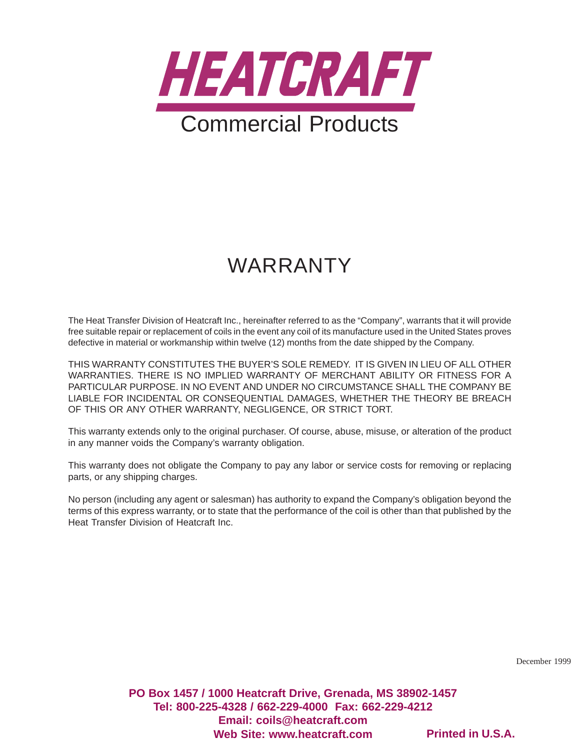# HEATCRAFT

Commercial Products

## WARRANTY

The Heat Transfer Division of Heatcraft Inc., hereinafter referred to as the "Company", warrants that it will provide free suitable repair or replacement of coils in the event any coil of its manufacture used in the United States proves defective in material or workmanship within twelve (12) months from the date shipped by the Company.

THIS WARRANTY CONSTITUTES THE BUYER'S SOLE REMEDY. IT IS GIVEN IN LIEU OF ALL OTHER WARRANTIES. THERE IS NO IMPLIED WARRANTY OF MERCHANT ABILITY OR FITNESS FOR A PARTICULAR PURPOSE. IN NO EVENT AND UNDER NO CIRCUMSTANCE SHALL THE COMPANY BE LIABLE FOR INCIDENTAL OR CONSEQUENTIAL DAMAGES, WHETHER THE THEORY BE BREACH OF THIS OR ANY OTHER WARRANTY, NEGLIGENCE, OR STRICT TORT.

This warranty extends only to the original purchaser. Of course, abuse, misuse, or alteration of the product in any manner voids the Company's warranty obligation.

This warranty does not obligate the Company to pay any labor or service costs for removing or replacing parts, or any shipping charges.

No person (including any agent or salesman) has authority to expand the Company's obligation beyond the terms of this express warranty, or to state that the performance of the coil is other than that published by the Heat Transfer Division of Heatcraft Inc.

December 1999

**PO Box 1457 / 1000 Heatcraft Drive, Grenada, MS 38902-1457**
**Tel: 800-225-4328 / 662-229-4000 Fax: 662-229-4212**
**Email: coils@heatcraft.com**
**Web Site: www.heatcraft.com**

**Printed in U.S.A.**